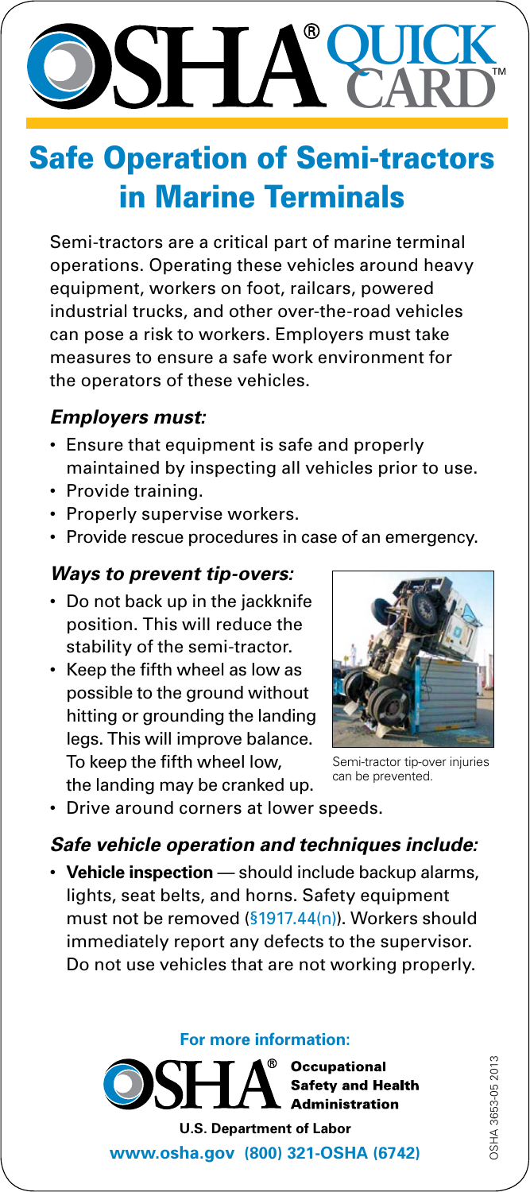# OSHA® QUICK CARD™

## Safe Operation of Semi-tractors in Marine Terminals

Semi-tractors are a critical part of marine terminal operations. Operating these vehicles around heavy equipment, workers on foot, railcars, powered industrial trucks, and other over-the-road vehicles can pose a risk to workers. Employers must take measures to ensure a safe work environment for the operators of these vehicles.

### *Employers must:*

- Ensure that equipment is safe and properly maintained by inspecting all vehicles prior to use.
- Provide training.
- Properly supervise workers.
- Provide rescue procedures in case of an emergency.

### *Ways to prevent tip-overs:*

- Do not back up in the jackknife position. This will reduce the stability of the semi-tractor.
- Keep the fifth wheel as low as possible to the ground without hitting or grounding the landing legs. This will improve balance. To keep the fifth wheel low, the landing may be cranked up.
- Drive around corners at lower speeds.

Semi-tractor tip-over injuries can be prevented.

### *Safe vehicle operation and techniques include:*

- **Vehicle inspection** — should include backup alarms, lights, seat belts, and horns. Safety equipment must not be removed (§1917.44(n)). Workers should immediately report any defects to the supervisor. Do not use vehicles that are not working properly.

**For more information:**

**OSHA® Occupational Safety and Health Administration**

**U.S. Department of Labor**

**www.osha.gov (800) 321-OSHA (6742)**

OSHA 3653-05 2013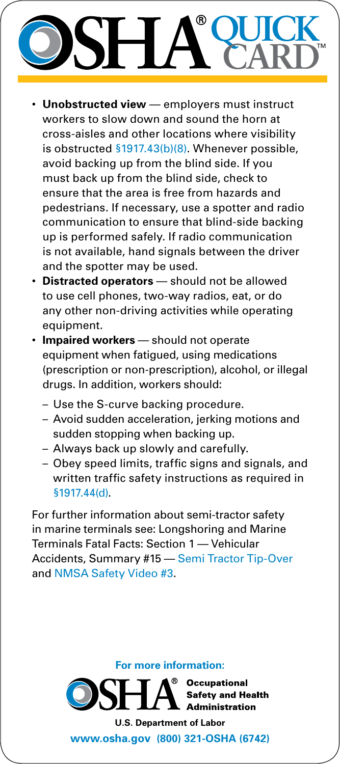# OSHA® QUICK CARD™

- **Unobstructed view** — employers must instruct workers to slow down and sound the horn at cross-aisles and other locations where visibility is obstructed §1917.43(b)(8). Whenever possible, avoid backing up from the blind side. If you must back up from the blind side, check to ensure that the area is free from hazards and pedestrians. If necessary, use a spotter and radio communication to ensure that blind-side backing up is performed safely. If radio communication is not available, hand signals between the driver and the spotter may be used.
- **Distracted operators** — should not be allowed to use cell phones, two-way radios, eat, or do any other non-driving activities while operating equipment.
- **Impaired workers** — should not operate equipment when fatigued, using medications (prescription or non-prescription), alcohol, or illegal drugs. In addition, workers should:
  - Use the S-curve backing procedure.
  - Avoid sudden acceleration, jerking motions and sudden stopping when backing up.
  - Always back up slowly and carefully.
  - Obey speed limits, traffic signs and signals, and written traffic safety instructions as required in §1917.44(d).

For further information about semi-tractor safety in marine terminals see: Longshoring and Marine Terminals Fatal Facts: Section 1 — Vehicular Accidents, Summary #15 — Semi Tractor Tip-Over and NMSA Safety Video #3.

**For more information:**

**OSHA® Occupational Safety and Health Administration**

**U.S. Department of Labor**

**www.osha.gov (800) 321-OSHA (6742)**